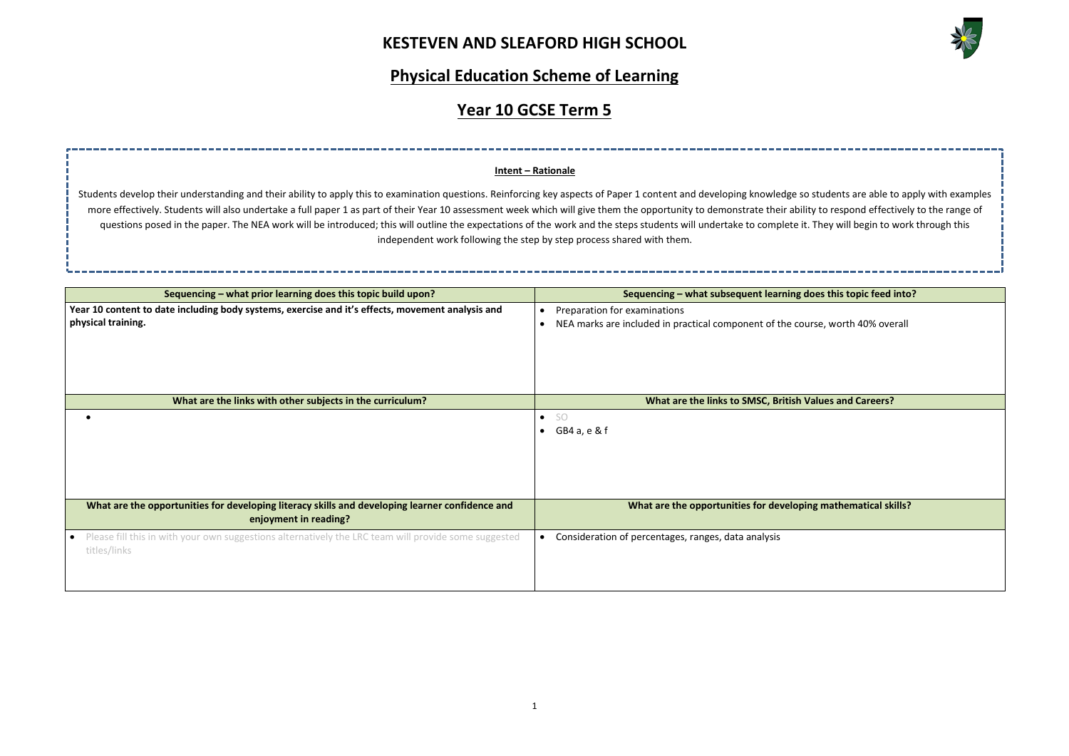# KESTEVEN AND SLEAFORD HIGH SCHOOL

## Physical Education Scheme of Learning

## Year 10 GCSE Term 5

**Intent – Rationale**

Students develop their understanding and their ability to apply this to examination questions. Reinforcing key aspects of Paper 1 content and developing knowledge so students are able to apply with examples more effectively. Students will also undertake a full paper 1 as part of their Year 10 assessment week which will give them the opportunity to demonstrate their ability to respond effectively to the range of questions posed in the paper. The NEA work will be introduced; this will outline the expectations of the work and the steps students will undertake to complete it. They will begin to work through this independent work following the step by step process shared with them.

| Sequencing – what prior learning does this topic build upon? | Sequencing – what subsequent learning does this topic feed into? |
|---|---|
| **Year 10 content to date including body systems, exercise and it's effects, movement analysis and physical training.** | • Preparation for examinations<br>• NEA marks are included in practical component of the course, worth 40% overall |
| **What are the links with other subjects in the curriculum?** | **What are the links to SMSC, British Values and Careers?** |
| • | • SO<br>• GB4 a, e & f |
| **What are the opportunities for developing literacy skills and developing learner confidence and enjoyment in reading?** | **What are the opportunities for developing mathematical skills?** |
| • Please fill this in with your own suggestions alternatively the LRC team will provide some suggested titles/links | • Consideration of percentages, ranges, data analysis |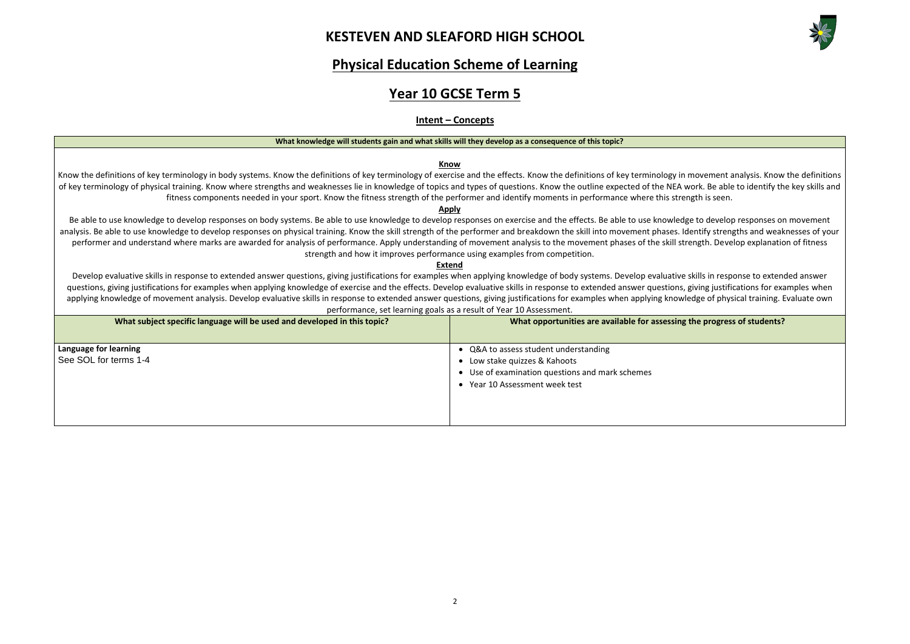# KESTEVEN AND SLEAFORD HIGH SCHOOL

## Physical Education Scheme of Learning

## Year 10 GCSE Term 5

### Intent – Concepts

**What knowledge will students gain and what skills will they develop as a consequence of this topic?**

**Know**

Know the definitions of key terminology in body systems. Know the definitions of key terminology of exercise and the effects. Know the definitions of key terminology in movement analysis. Know the definitions of key terminology of physical training. Know where strengths and weaknesses lie in knowledge of topics and types of questions. Know the outline expected of the NEA work. Be able to identify the key skills and fitness components needed in your sport. Know the fitness strength of the performer and identify moments in performance where this strength is seen.

**Apply**

Be able to use knowledge to develop responses on body systems. Be able to use knowledge to develop responses on exercise and the effects. Be able to use knowledge to develop responses on movement analysis. Be able to use knowledge to develop responses on physical training. Know the skill strength of the performer and breakdown the skill into movement phases. Identify strengths and weaknesses of your performer and understand where marks are awarded for analysis of performance. Apply understanding of movement analysis to the movement phases of the skill strength. Develop explanation of fitness strength and how it improves performance using examples from competition.

**Extend**

Develop evaluative skills in response to extended answer questions, giving justifications for examples when applying knowledge of body systems. Develop evaluative skills in response to extended answer questions, giving justifications for examples when applying knowledge of exercise and the effects. Develop evaluative skills in response to extended answer questions, giving justifications for examples when applying knowledge of movement analysis. Develop evaluative skills in response to extended answer questions, giving justifications for examples when applying knowledge of physical training. Evaluate own performance, set learning goals as a result of Year 10 Assessment.

| What subject specific language will be used and developed in this topic? | What opportunities are available for assessing the progress of students? |
| --- | --- |
| **Language for learning**<br>See SOL for terms 1-4 | • Q&A to assess student understanding<br>• Low stake quizzes & Kahoots<br>• Use of examination questions and mark schemes<br>• Year 10 Assessment week test |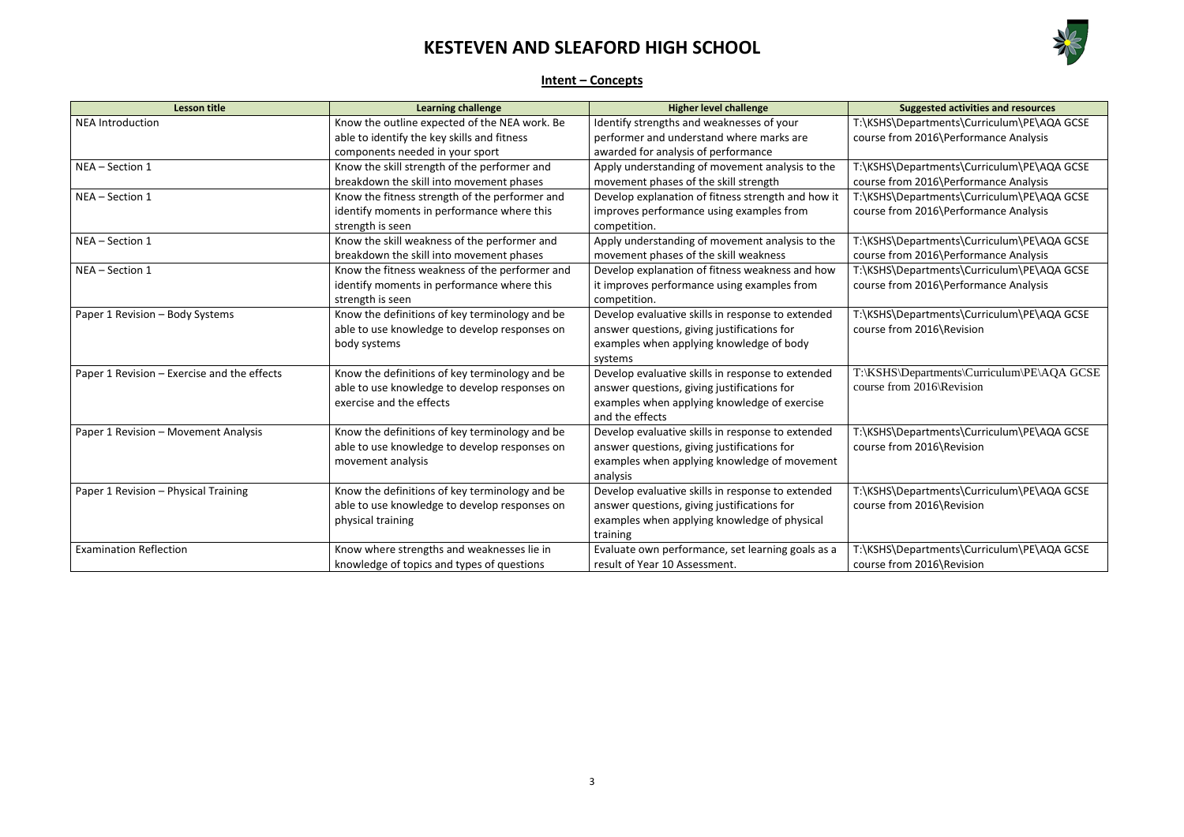# KESTEVEN AND SLEAFORD HIGH SCHOOL

## Intent – Concepts

| Lesson title | Learning challenge | Higher level challenge | Suggested activities and resources |
|---|---|---|---|
| NEA Introduction | Know the outline expected of the NEA work. Be able to identify the key skills and fitness components needed in your sport | Identify strengths and weaknesses of your performer and understand where marks are awarded for analysis of performance | T:\KSHS\Departments\Curriculum\PE\AQA GCSE course from 2016\Performance Analysis |
| NEA – Section 1 | Know the skill strength of the performer and breakdown the skill into movement phases | Apply understanding of movement analysis to the movement phases of the skill strength | T:\KSHS\Departments\Curriculum\PE\AQA GCSE course from 2016\Performance Analysis |
| NEA – Section 1 | Know the fitness strength of the performer and identify moments in performance where this strength is seen | Develop explanation of fitness strength and how it improves performance using examples from competition. | T:\KSHS\Departments\Curriculum\PE\AQA GCSE course from 2016\Performance Analysis |
| NEA – Section 1 | Know the skill weakness of the performer and breakdown the skill into movement phases | Apply understanding of movement analysis to the movement phases of the skill weakness | T:\KSHS\Departments\Curriculum\PE\AQA GCSE course from 2016\Performance Analysis |
| NEA – Section 1 | Know the fitness weakness of the performer and identify moments in performance where this strength is seen | Develop explanation of fitness weakness and how it improves performance using examples from competition. | T:\KSHS\Departments\Curriculum\PE\AQA GCSE course from 2016\Performance Analysis |
| Paper 1 Revision – Body Systems | Know the definitions of key terminology and be able to use knowledge to develop responses on body systems | Develop evaluative skills in response to extended answer questions, giving justifications for examples when applying knowledge of body systems | T:\KSHS\Departments\Curriculum\PE\AQA GCSE course from 2016\Revision |
| Paper 1 Revision – Exercise and the effects | Know the definitions of key terminology and be able to use knowledge to develop responses on exercise and the effects | Develop evaluative skills in response to extended answer questions, giving justifications for examples when applying knowledge of exercise and the effects | T:\KSHS\Departments\Curriculum\PE\AQA GCSE course from 2016\Revision |
| Paper 1 Revision – Movement Analysis | Know the definitions of key terminology and be able to use knowledge to develop responses on movement analysis | Develop evaluative skills in response to extended answer questions, giving justifications for examples when applying knowledge of movement analysis | T:\KSHS\Departments\Curriculum\PE\AQA GCSE course from 2016\Revision |
| Paper 1 Revision – Physical Training | Know the definitions of key terminology and be able to use knowledge to develop responses on physical training | Develop evaluative skills in response to extended answer questions, giving justifications for examples when applying knowledge of physical training | T:\KSHS\Departments\Curriculum\PE\AQA GCSE course from 2016\Revision |
| Examination Reflection | Know where strengths and weaknesses lie in knowledge of topics and types of questions | Evaluate own performance, set learning goals as a result of Year 10 Assessment. | T:\KSHS\Departments\Curriculum\PE\AQA GCSE course from 2016\Revision |